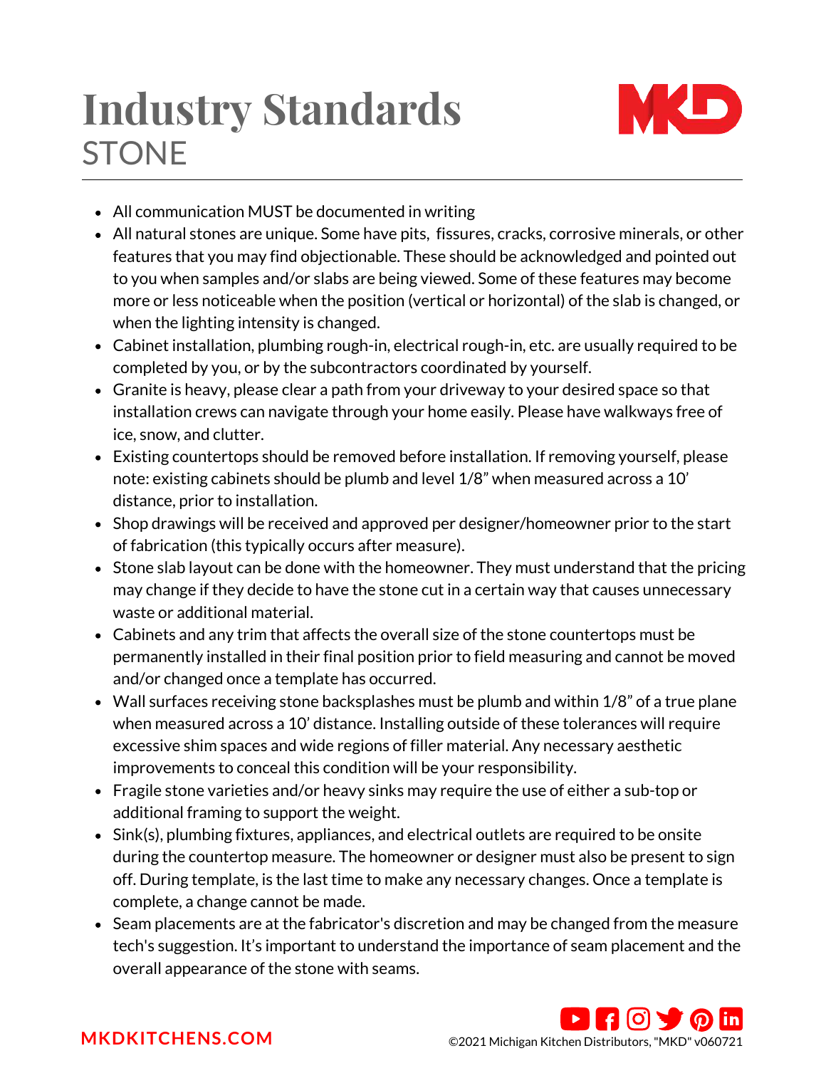# Industry Standards

## STONE

- All communication MUST be documented in writing
- All natural stones are unique. Some have pits, fissures, cracks, corrosive minerals, or other features that you may find objectionable. These should be acknowledged and pointed out to you when samples and/or slabs are being viewed. Some of these features may become more or less noticeable when the position (vertical or horizontal) of the slab is changed, or when the lighting intensity is changed.
- Cabinet installation, plumbing rough-in, electrical rough-in, etc. are usually required to be completed by you, or by the subcontractors coordinated by yourself.
- Granite is heavy, please clear a path from your driveway to your desired space so that installation crews can navigate through your home easily. Please have walkways free of ice, snow, and clutter.
- Existing countertops should be removed before installation. If removing yourself, please note: existing cabinets should be plumb and level 1/8" when measured across a 10' distance, prior to installation.
- Shop drawings will be received and approved per designer/homeowner prior to the start of fabrication (this typically occurs after measure).
- Stone slab layout can be done with the homeowner. They must understand that the pricing may change if they decide to have the stone cut in a certain way that causes unnecessary waste or additional material.
- Cabinets and any trim that affects the overall size of the stone countertops must be permanently installed in their final position prior to field measuring and cannot be moved and/or changed once a template has occurred.
- Wall surfaces receiving stone backsplashes must be plumb and within 1/8" of a true plane when measured across a 10' distance. Installing outside of these tolerances will require excessive shim spaces and wide regions of filler material. Any necessary aesthetic improvements to conceal this condition will be your responsibility.
- Fragile stone varieties and/or heavy sinks may require the use of either a sub-top or additional framing to support the weight.
- Sink(s), plumbing fixtures, appliances, and electrical outlets are required to be onsite during the countertop measure. The homeowner or designer must also be present to sign off. During template, is the last time to make any necessary changes. Once a template is complete, a change cannot be made.
- Seam placements are at the fabricator's discretion and may be changed from the measure tech's suggestion. It's important to understand the importance of seam placement and the overall appearance of the stone with seams.

MKDKITCHENS.COM

©2021 Michigan Kitchen Distributors, "MKD" v060721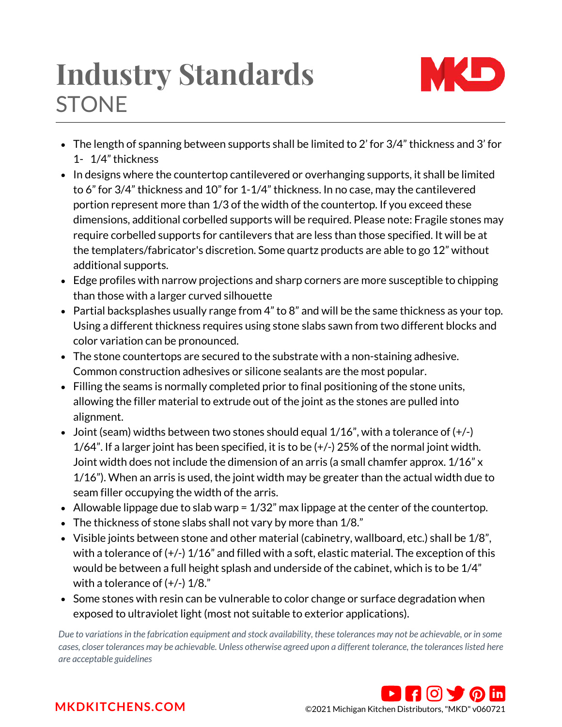# Industry Standards

## STONE

- The length of spanning between supports shall be limited to 2' for 3/4" thickness and 3' for 1- 1/4" thickness
- In designs where the countertop cantilevered or overhanging supports, it shall be limited to 6" for 3/4" thickness and 10" for 1-1/4" thickness. In no case, may the cantilevered portion represent more than 1/3 of the width of the countertop. If you exceed these dimensions, additional corbelled supports will be required. Please note: Fragile stones may require corbelled supports for cantilevers that are less than those specified. It will be at the templaters/fabricator's discretion. Some quartz products are able to go 12" without additional supports.
- Edge profiles with narrow projections and sharp corners are more susceptible to chipping than those with a larger curved silhouette
- Partial backsplashes usually range from 4" to 8" and will be the same thickness as your top. Using a different thickness requires using stone slabs sawn from two different blocks and color variation can be pronounced.
- The stone countertops are secured to the substrate with a non-staining adhesive. Common construction adhesives or silicone sealants are the most popular.
- Filling the seams is normally completed prior to final positioning of the stone units, allowing the filler material to extrude out of the joint as the stones are pulled into alignment.
- Joint (seam) widths between two stones should equal 1/16", with a tolerance of (+/-) 1/64". If a larger joint has been specified, it is to be (+/-) 25% of the normal joint width. Joint width does not include the dimension of an arris (a small chamfer approx. 1/16" x 1/16"). When an arris is used, the joint width may be greater than the actual width due to seam filler occupying the width of the arris.
- Allowable lippage due to slab warp = 1/32" max lippage at the center of the countertop.
- The thickness of stone slabs shall not vary by more than 1/8."
- Visible joints between stone and other material (cabinetry, wallboard, etc.) shall be 1/8", with a tolerance of (+/-) 1/16" and filled with a soft, elastic material. The exception of this would be between a full height splash and underside of the cabinet, which is to be 1/4" with a tolerance of (+/-) 1/8."
- Some stones with resin can be vulnerable to color change or surface degradation when exposed to ultraviolet light (most not suitable to exterior applications).

*Due to variations in the fabrication equipment and stock availability, these tolerances may not be achievable, or in some cases, closer tolerances may be achievable. Unless otherwise agreed upon a different tolerance, the tolerances listed here are acceptable guidelines*

MKDKITCHENS.COM

©2021 Michigan Kitchen Distributors, "MKD" v060721